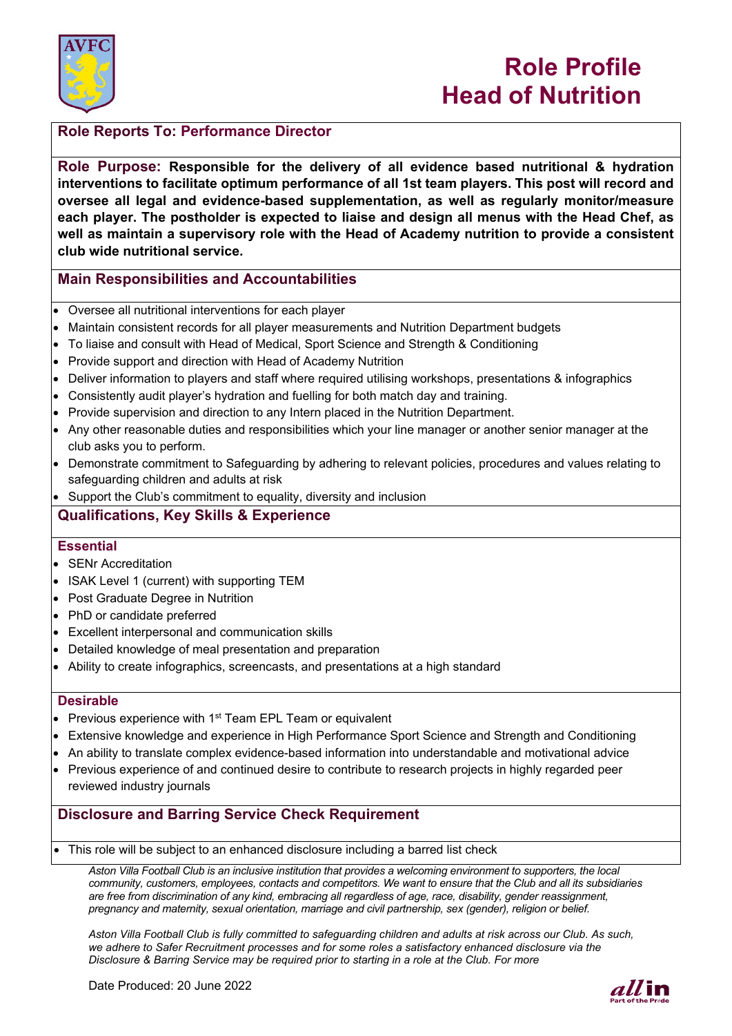# Role Profile
# Head of Nutrition

**Role Reports To: Performance Director**

**Role Purpose: Responsible for the delivery of all evidence based nutritional & hydration interventions to facilitate optimum performance of all 1st team players. This post will record and oversee all legal and evidence-based supplementation, as well as regularly monitor/measure each player. The postholder is expected to liaise and design all menus with the Head Chef, as well as maintain a supervisory role with the Head of Academy nutrition to provide a consistent club wide nutritional service.**

## Main Responsibilities and Accountabilities

- Oversee all nutritional interventions for each player
- Maintain consistent records for all player measurements and Nutrition Department budgets
- To liaise and consult with Head of Medical, Sport Science and Strength & Conditioning
- Provide support and direction with Head of Academy Nutrition
- Deliver information to players and staff where required utilising workshops, presentations & infographics
- Consistently audit player's hydration and fuelling for both match day and training.
- Provide supervision and direction to any Intern placed in the Nutrition Department.
- Any other reasonable duties and responsibilities which your line manager or another senior manager at the club asks you to perform.
- Demonstrate commitment to Safeguarding by adhering to relevant policies, procedures and values relating to safeguarding children and adults at risk
- Support the Club's commitment to equality, diversity and inclusion

## Qualifications, Key Skills & Experience

### Essential

- SENr Accreditation
- ISAK Level 1 (current) with supporting TEM
- Post Graduate Degree in Nutrition
- PhD or candidate preferred
- Excellent interpersonal and communication skills
- Detailed knowledge of meal presentation and preparation
- Ability to create infographics, screencasts, and presentations at a high standard

### Desirable

- Previous experience with 1st Team EPL Team or equivalent
- Extensive knowledge and experience in High Performance Sport Science and Strength and Conditioning
- An ability to translate complex evidence-based information into understandable and motivational advice
- Previous experience of and continued desire to contribute to research projects in highly regarded peer reviewed industry journals

## Disclosure and Barring Service Check Requirement

- This role will be subject to an enhanced disclosure including a barred list check

*Aston Villa Football Club is an inclusive institution that provides a welcoming environment to supporters, the local community, customers, employees, contacts and competitors. We want to ensure that the Club and all its subsidiaries are free from discrimination of any kind, embracing all regardless of age, race, disability, gender reassignment, pregnancy and maternity, sexual orientation, marriage and civil partnership, sex (gender), religion or belief.*

*Aston Villa Football Club is fully committed to safeguarding children and adults at risk across our Club. As such, we adhere to Safer Recruitment processes and for some roles a satisfactory enhanced disclosure via the Disclosure & Barring Service may be required prior to starting in a role at the Club. For more*

Date Produced: 20 June 2022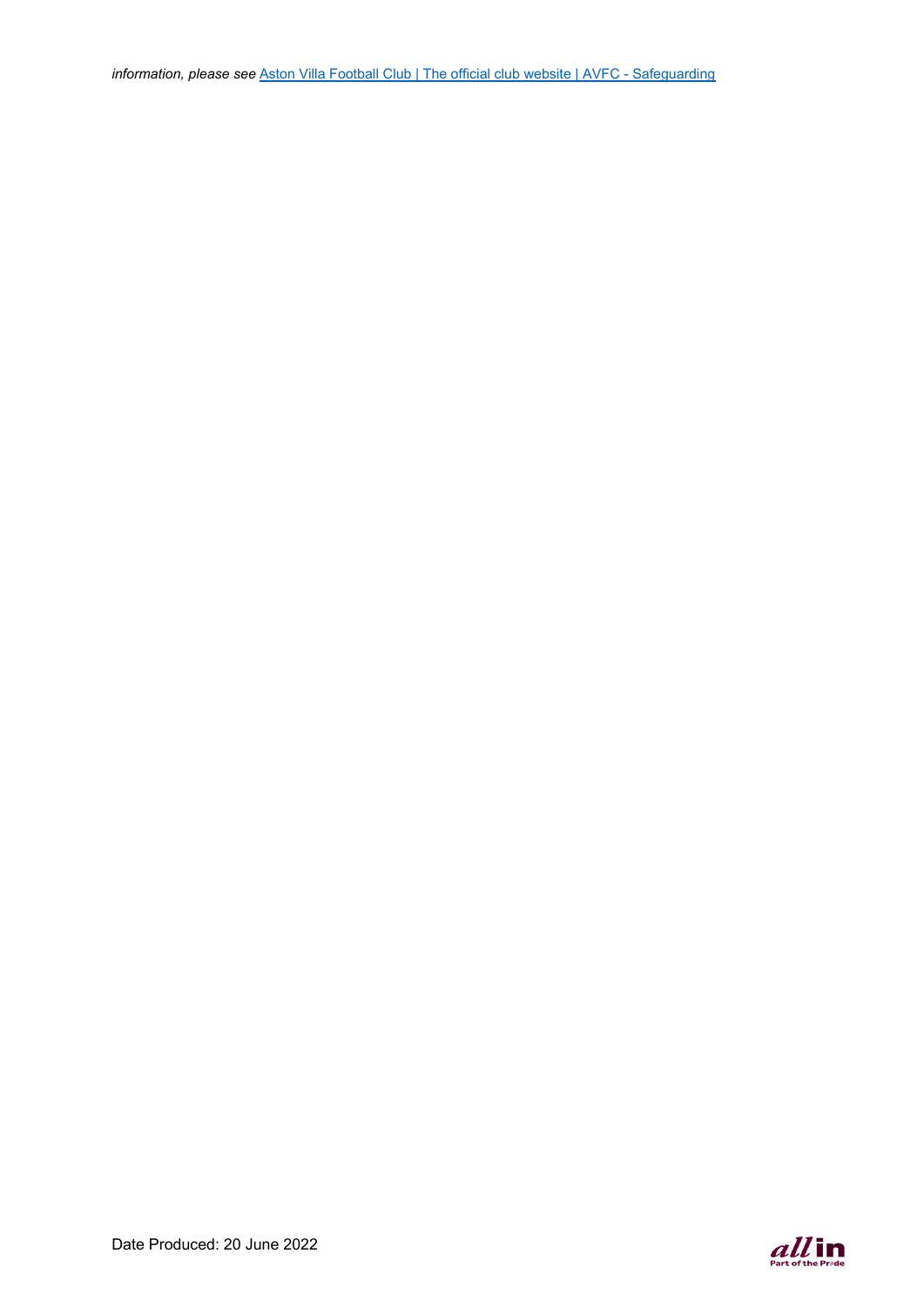*information, please see* [Aston Villa Football Club | The official club website | AVFC - Safeguarding]

Date Produced: 20 June 2022